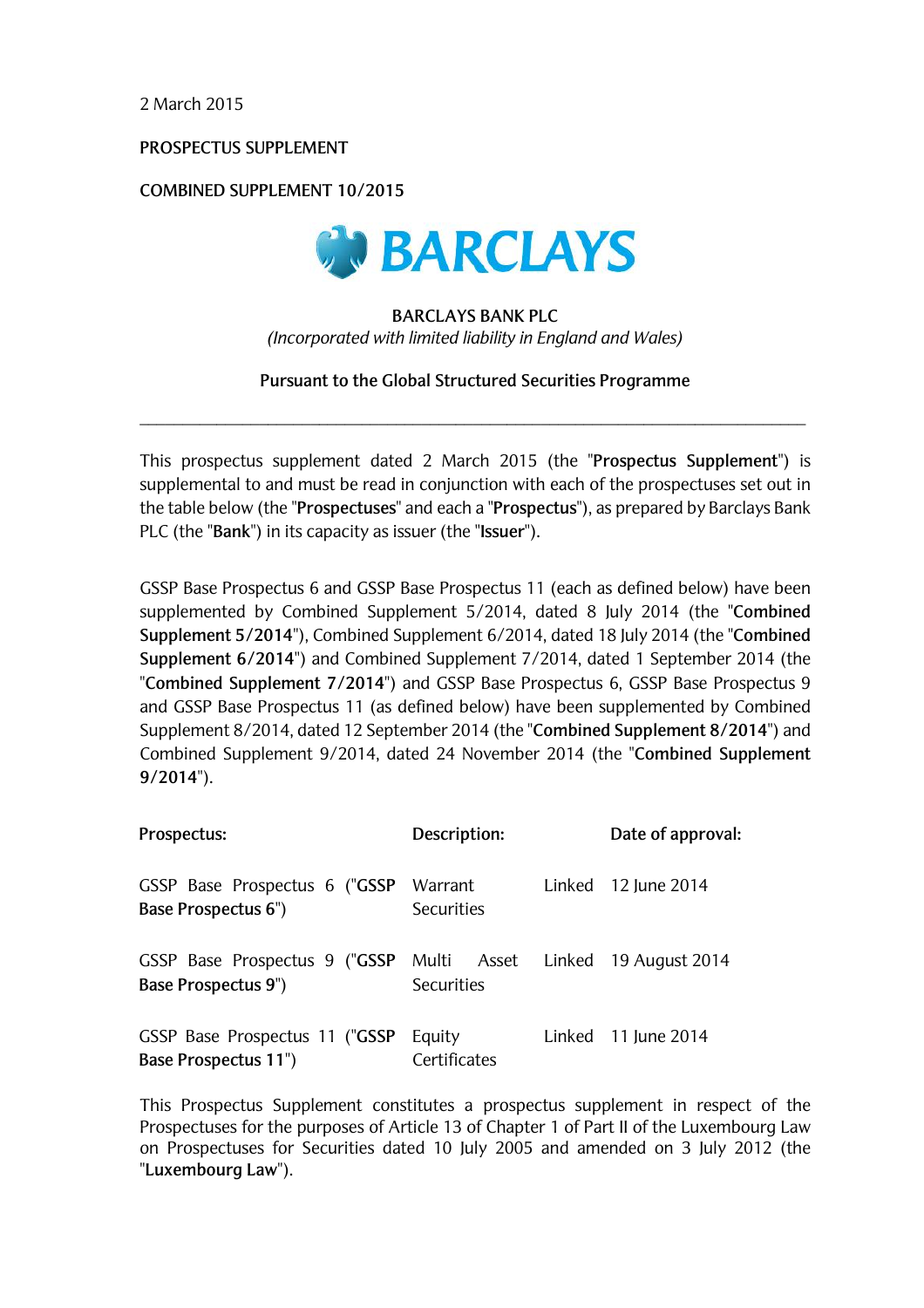2 March 2015

PROSPECTUS SUPPLEMENT

COMBINED SUPPLEMENT 10/2015

BARCLAYS

**BARCLAYS BANK PLC**
*(Incorporated with limited liability in England and Wales)*

**Pursuant to the Global Structured Securities Programme**

---

This prospectus supplement dated 2 March 2015 (the "**Prospectus Supplement**") is supplemental to and must be read in conjunction with each of the prospectuses set out in the table below (the "**Prospectuses**" and each a "**Prospectus**"), as prepared by Barclays Bank PLC (the "**Bank**") in its capacity as issuer (the "**Issuer**").

GSSP Base Prospectus 6 and GSSP Base Prospectus 11 (each as defined below) have been supplemented by Combined Supplement 5/2014, dated 8 July 2014 (the "**Combined Supplement 5/2014**"), Combined Supplement 6/2014, dated 18 July 2014 (the "**Combined Supplement 6/2014**") and Combined Supplement 7/2014, dated 1 September 2014 (the "**Combined Supplement 7/2014**") and GSSP Base Prospectus 6, GSSP Base Prospectus 9 and GSSP Base Prospectus 11 (as defined below) have been supplemented by Combined Supplement 8/2014, dated 12 September 2014 (the "**Combined Supplement 8/2014**") and Combined Supplement 9/2014, dated 24 November 2014 (the "**Combined Supplement 9/2014**").

| Prospectus: | Description: | Date of approval: |
|---|---|---|
| GSSP Base Prospectus 6 ("**GSSP Base Prospectus 6**") | Warrant Linked Securities | 12 June 2014 |
| GSSP Base Prospectus 9 ("**GSSP Base Prospectus 9**") | Multi Asset Linked Securities | 19 August 2014 |
| GSSP Base Prospectus 11 ("**GSSP Base Prospectus 11**") | Equity Linked Certificates | 11 June 2014 |

This Prospectus Supplement constitutes a prospectus supplement in respect of the Prospectuses for the purposes of Article 13 of Chapter 1 of Part II of the Luxembourg Law on Prospectuses for Securities dated 10 July 2005 and amended on 3 July 2012 (the "**Luxembourg Law**").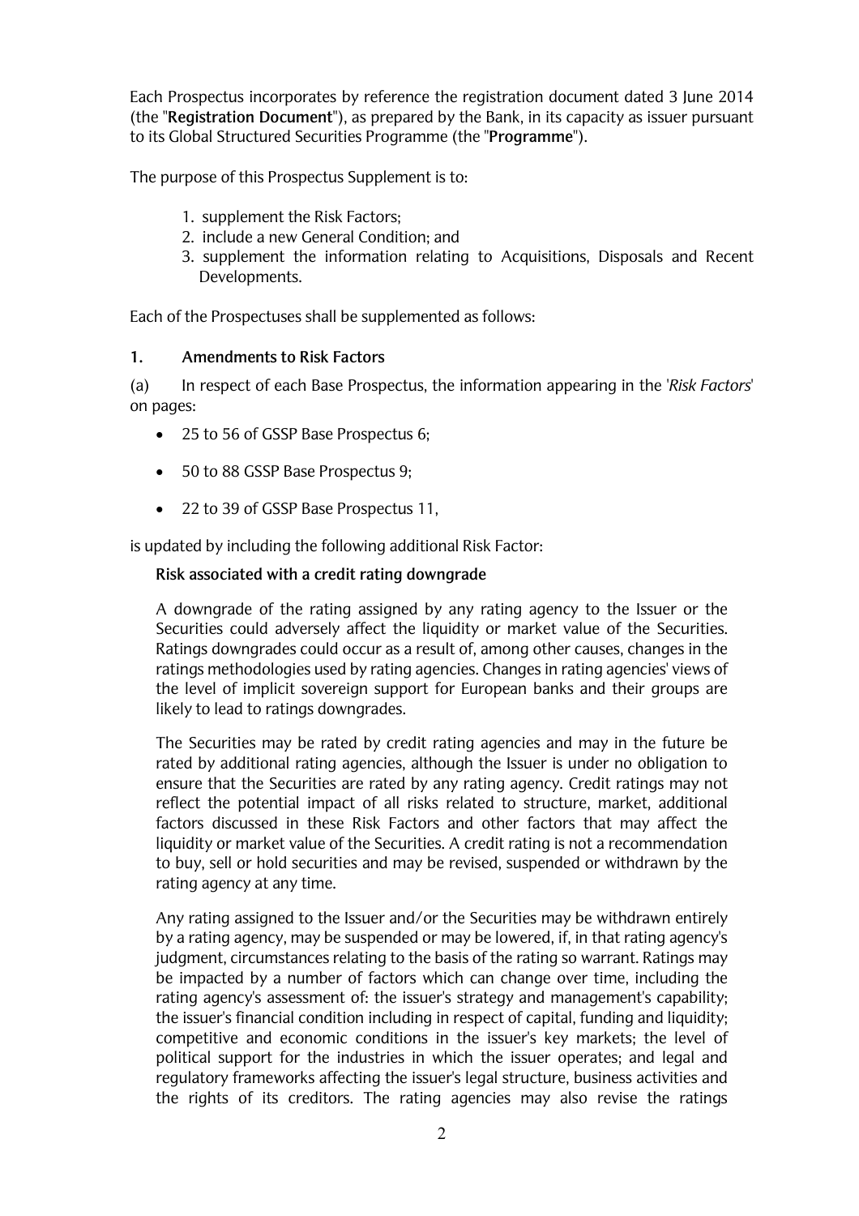Each Prospectus incorporates by reference the registration document dated 3 June 2014 (the "**Registration Document**"), as prepared by the Bank, in its capacity as issuer pursuant to its Global Structured Securities Programme (the "**Programme**").

The purpose of this Prospectus Supplement is to:

1. supplement the Risk Factors;
2. include a new General Condition; and
3. supplement the information relating to Acquisitions, Disposals and Recent Developments.

Each of the Prospectuses shall be supplemented as follows:

## 1. Amendments to Risk Factors

(a) In respect of each Base Prospectus, the information appearing in the '*Risk Factors*' on pages:

- 25 to 56 of GSSP Base Prospectus 6;
- 50 to 88 GSSP Base Prospectus 9;
- 22 to 39 of GSSP Base Prospectus 11,

is updated by including the following additional Risk Factor:

**Risk associated with a credit rating downgrade**

A downgrade of the rating assigned by any rating agency to the Issuer or the Securities could adversely affect the liquidity or market value of the Securities. Ratings downgrades could occur as a result of, among other causes, changes in the ratings methodologies used by rating agencies. Changes in rating agencies' views of the level of implicit sovereign support for European banks and their groups are likely to lead to ratings downgrades.

The Securities may be rated by credit rating agencies and may in the future be rated by additional rating agencies, although the Issuer is under no obligation to ensure that the Securities are rated by any rating agency. Credit ratings may not reflect the potential impact of all risks related to structure, market, additional factors discussed in these Risk Factors and other factors that may affect the liquidity or market value of the Securities. A credit rating is not a recommendation to buy, sell or hold securities and may be revised, suspended or withdrawn by the rating agency at any time.

Any rating assigned to the Issuer and/or the Securities may be withdrawn entirely by a rating agency, may be suspended or may be lowered, if, in that rating agency's judgment, circumstances relating to the basis of the rating so warrant. Ratings may be impacted by a number of factors which can change over time, including the rating agency's assessment of: the issuer's strategy and management's capability; the issuer's financial condition including in respect of capital, funding and liquidity; competitive and economic conditions in the issuer's key markets; the level of political support for the industries in which the issuer operates; and legal and regulatory frameworks affecting the issuer's legal structure, business activities and the rights of its creditors. The rating agencies may also revise the ratings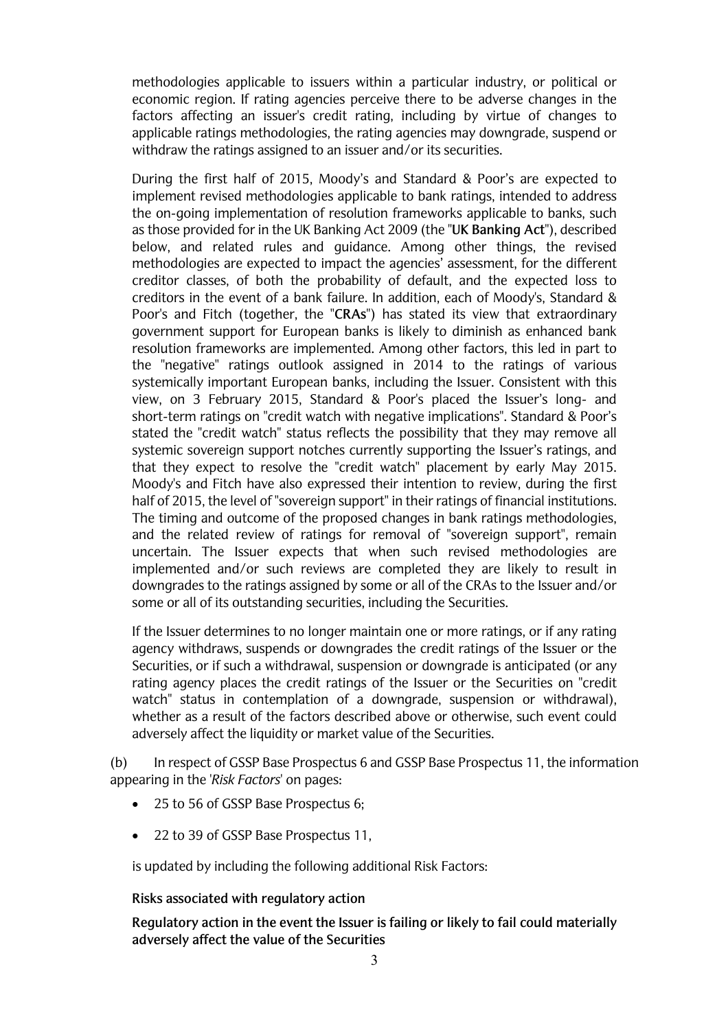methodologies applicable to issuers within a particular industry, or political or economic region. If rating agencies perceive there to be adverse changes in the factors affecting an issuer's credit rating, including by virtue of changes to applicable ratings methodologies, the rating agencies may downgrade, suspend or withdraw the ratings assigned to an issuer and/or its securities.

During the first half of 2015, Moody's and Standard & Poor's are expected to implement revised methodologies applicable to bank ratings, intended to address the on-going implementation of resolution frameworks applicable to banks, such as those provided for in the UK Banking Act 2009 (the "**UK Banking Act**"), described below, and related rules and guidance. Among other things, the revised methodologies are expected to impact the agencies' assessment, for the different creditor classes, of both the probability of default, and the expected loss to creditors in the event of a bank failure. In addition, each of Moody's, Standard & Poor's and Fitch (together, the "**CRAs**") has stated its view that extraordinary government support for European banks is likely to diminish as enhanced bank resolution frameworks are implemented. Among other factors, this led in part to the "negative" ratings outlook assigned in 2014 to the ratings of various systemically important European banks, including the Issuer. Consistent with this view, on 3 February 2015, Standard & Poor's placed the Issuer's long- and short-term ratings on "credit watch with negative implications". Standard & Poor's stated the "credit watch" status reflects the possibility that they may remove all systemic sovereign support notches currently supporting the Issuer's ratings, and that they expect to resolve the "credit watch" placement by early May 2015. Moody's and Fitch have also expressed their intention to review, during the first half of 2015, the level of "sovereign support" in their ratings of financial institutions. The timing and outcome of the proposed changes in bank ratings methodologies, and the related review of ratings for removal of "sovereign support", remain uncertain. The Issuer expects that when such revised methodologies are implemented and/or such reviews are completed they are likely to result in downgrades to the ratings assigned by some or all of the CRAs to the Issuer and/or some or all of its outstanding securities, including the Securities.

If the Issuer determines to no longer maintain one or more ratings, or if any rating agency withdraws, suspends or downgrades the credit ratings of the Issuer or the Securities, or if such a withdrawal, suspension or downgrade is anticipated (or any rating agency places the credit ratings of the Issuer or the Securities on "credit watch" status in contemplation of a downgrade, suspension or withdrawal), whether as a result of the factors described above or otherwise, such event could adversely affect the liquidity or market value of the Securities.

(b) In respect of GSSP Base Prospectus 6 and GSSP Base Prospectus 11, the information appearing in the '*Risk Factors*' on pages:

- 25 to 56 of GSSP Base Prospectus 6;
- 22 to 39 of GSSP Base Prospectus 11,

is updated by including the following additional Risk Factors:

**Risks associated with regulatory action**

**Regulatory action in the event the Issuer is failing or likely to fail could materially adversely affect the value of the Securities**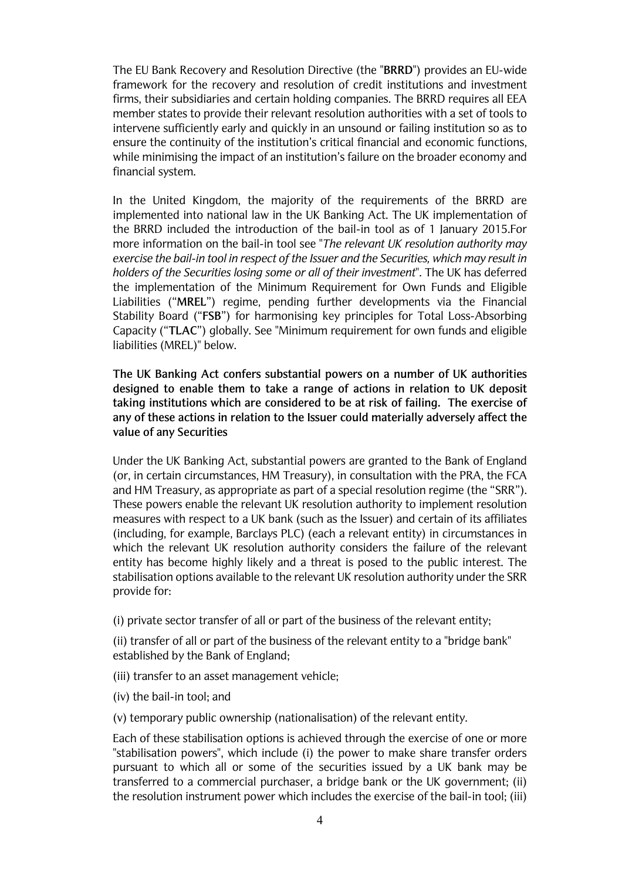The EU Bank Recovery and Resolution Directive (the "**BRRD**") provides an EU-wide framework for the recovery and resolution of credit institutions and investment firms, their subsidiaries and certain holding companies. The BRRD requires all EEA member states to provide their relevant resolution authorities with a set of tools to intervene sufficiently early and quickly in an unsound or failing institution so as to ensure the continuity of the institution's critical financial and economic functions, while minimising the impact of an institution's failure on the broader economy and financial system.

In the United Kingdom, the majority of the requirements of the BRRD are implemented into national law in the UK Banking Act. The UK implementation of the BRRD included the introduction of the bail-in tool as of 1 January 2015.For more information on the bail-in tool see "*The relevant UK resolution authority may exercise the bail-in tool in respect of the Issuer and the Securities, which may result in holders of the Securities losing some or all of their investment*". The UK has deferred the implementation of the Minimum Requirement for Own Funds and Eligible Liabilities ("**MREL**") regime, pending further developments via the Financial Stability Board ("**FSB**") for harmonising key principles for Total Loss-Absorbing Capacity ("**TLAC**") globally. See "Minimum requirement for own funds and eligible liabilities (MREL)" below.

**The UK Banking Act confers substantial powers on a number of UK authorities designed to enable them to take a range of actions in relation to UK deposit taking institutions which are considered to be at risk of failing. The exercise of any of these actions in relation to the Issuer could materially adversely affect the value of any Securities**

Under the UK Banking Act, substantial powers are granted to the Bank of England (or, in certain circumstances, HM Treasury), in consultation with the PRA, the FCA and HM Treasury, as appropriate as part of a special resolution regime (the "SRR"). These powers enable the relevant UK resolution authority to implement resolution measures with respect to a UK bank (such as the Issuer) and certain of its affiliates (including, for example, Barclays PLC) (each a relevant entity) in circumstances in which the relevant UK resolution authority considers the failure of the relevant entity has become highly likely and a threat is posed to the public interest. The stabilisation options available to the relevant UK resolution authority under the SRR provide for:

(i) private sector transfer of all or part of the business of the relevant entity;

(ii) transfer of all or part of the business of the relevant entity to a "bridge bank" established by the Bank of England;

(iii) transfer to an asset management vehicle;

(iv) the bail-in tool; and

(v) temporary public ownership (nationalisation) of the relevant entity.

Each of these stabilisation options is achieved through the exercise of one or more "stabilisation powers", which include (i) the power to make share transfer orders pursuant to which all or some of the securities issued by a UK bank may be transferred to a commercial purchaser, a bridge bank or the UK government; (ii) the resolution instrument power which includes the exercise of the bail-in tool; (iii)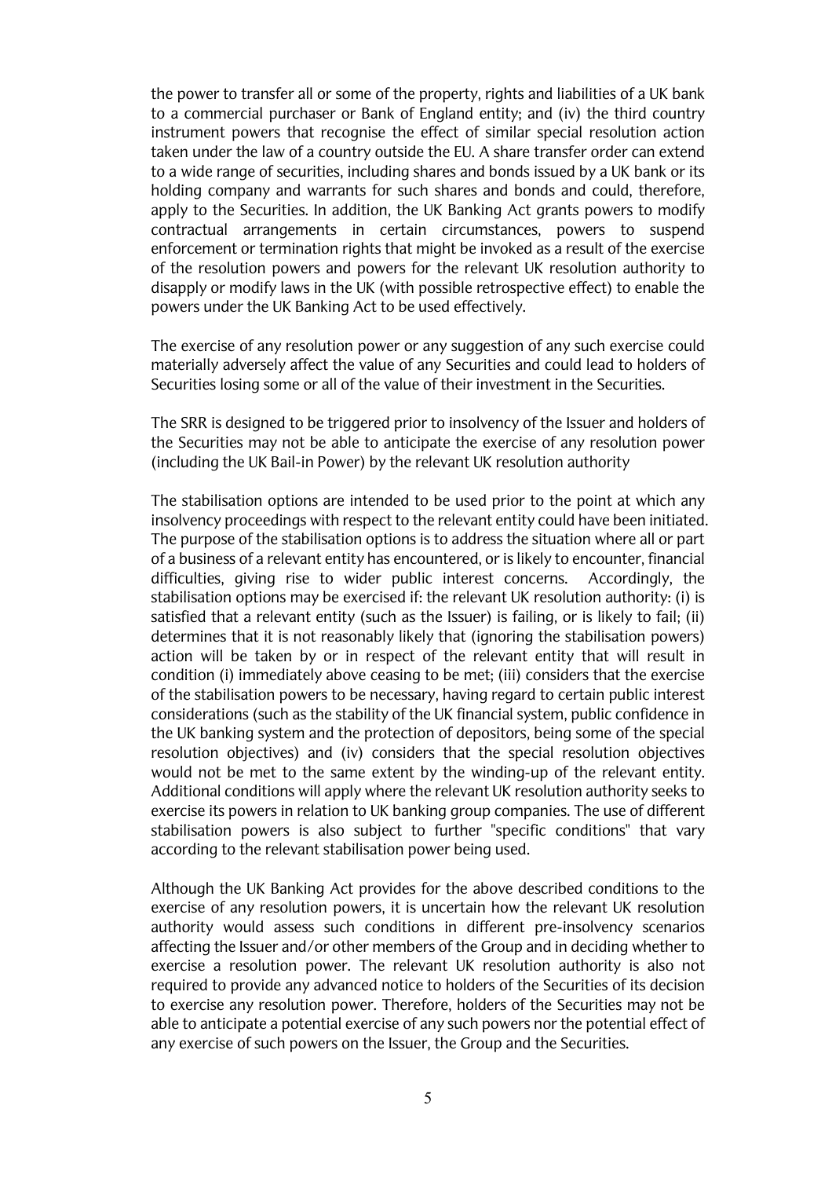the power to transfer all or some of the property, rights and liabilities of a UK bank to a commercial purchaser or Bank of England entity; and (iv) the third country instrument powers that recognise the effect of similar special resolution action taken under the law of a country outside the EU. A share transfer order can extend to a wide range of securities, including shares and bonds issued by a UK bank or its holding company and warrants for such shares and bonds and could, therefore, apply to the Securities. In addition, the UK Banking Act grants powers to modify contractual arrangements in certain circumstances, powers to suspend enforcement or termination rights that might be invoked as a result of the exercise of the resolution powers and powers for the relevant UK resolution authority to disapply or modify laws in the UK (with possible retrospective effect) to enable the powers under the UK Banking Act to be used effectively.

The exercise of any resolution power or any suggestion of any such exercise could materially adversely affect the value of any Securities and could lead to holders of Securities losing some or all of the value of their investment in the Securities.

The SRR is designed to be triggered prior to insolvency of the Issuer and holders of the Securities may not be able to anticipate the exercise of any resolution power (including the UK Bail-in Power) by the relevant UK resolution authority

The stabilisation options are intended to be used prior to the point at which any insolvency proceedings with respect to the relevant entity could have been initiated. The purpose of the stabilisation options is to address the situation where all or part of a business of a relevant entity has encountered, or is likely to encounter, financial difficulties, giving rise to wider public interest concerns. Accordingly, the stabilisation options may be exercised if: the relevant UK resolution authority: (i) is satisfied that a relevant entity (such as the Issuer) is failing, or is likely to fail; (ii) determines that it is not reasonably likely that (ignoring the stabilisation powers) action will be taken by or in respect of the relevant entity that will result in condition (i) immediately above ceasing to be met; (iii) considers that the exercise of the stabilisation powers to be necessary, having regard to certain public interest considerations (such as the stability of the UK financial system, public confidence in the UK banking system and the protection of depositors, being some of the special resolution objectives) and (iv) considers that the special resolution objectives would not be met to the same extent by the winding-up of the relevant entity. Additional conditions will apply where the relevant UK resolution authority seeks to exercise its powers in relation to UK banking group companies. The use of different stabilisation powers is also subject to further "specific conditions" that vary according to the relevant stabilisation power being used.

Although the UK Banking Act provides for the above described conditions to the exercise of any resolution powers, it is uncertain how the relevant UK resolution authority would assess such conditions in different pre-insolvency scenarios affecting the Issuer and/or other members of the Group and in deciding whether to exercise a resolution power. The relevant UK resolution authority is also not required to provide any advanced notice to holders of the Securities of its decision to exercise any resolution power. Therefore, holders of the Securities may not be able to anticipate a potential exercise of any such powers nor the potential effect of any exercise of such powers on the Issuer, the Group and the Securities.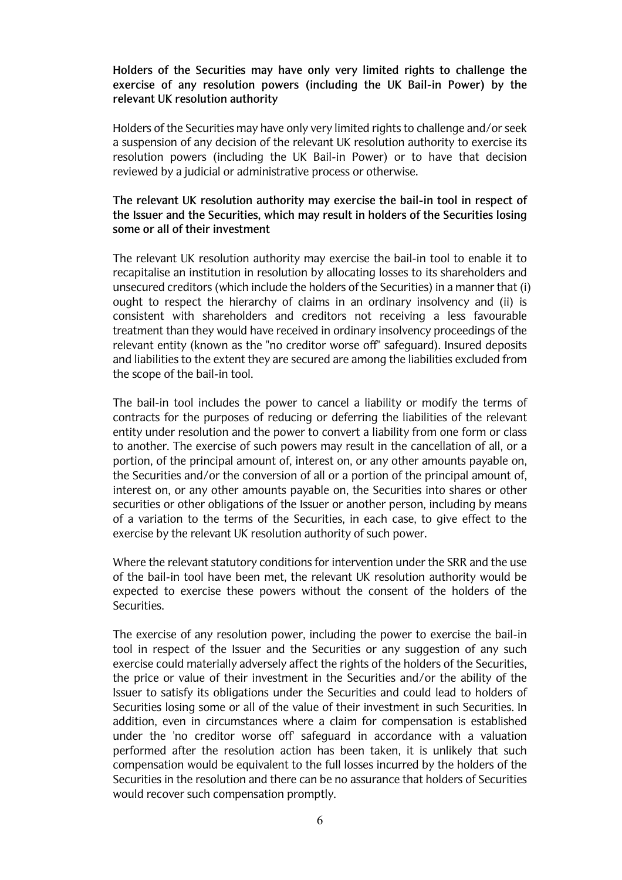**Holders of the Securities may have only very limited rights to challenge the exercise of any resolution powers (including the UK Bail-in Power) by the relevant UK resolution authority**

Holders of the Securities may have only very limited rights to challenge and/or seek a suspension of any decision of the relevant UK resolution authority to exercise its resolution powers (including the UK Bail-in Power) or to have that decision reviewed by a judicial or administrative process or otherwise.

**The relevant UK resolution authority may exercise the bail-in tool in respect of the Issuer and the Securities, which may result in holders of the Securities losing some or all of their investment**

The relevant UK resolution authority may exercise the bail-in tool to enable it to recapitalise an institution in resolution by allocating losses to its shareholders and unsecured creditors (which include the holders of the Securities) in a manner that (i) ought to respect the hierarchy of claims in an ordinary insolvency and (ii) is consistent with shareholders and creditors not receiving a less favourable treatment than they would have received in ordinary insolvency proceedings of the relevant entity (known as the "no creditor worse off" safeguard). Insured deposits and liabilities to the extent they are secured are among the liabilities excluded from the scope of the bail-in tool.

The bail-in tool includes the power to cancel a liability or modify the terms of contracts for the purposes of reducing or deferring the liabilities of the relevant entity under resolution and the power to convert a liability from one form or class to another. The exercise of such powers may result in the cancellation of all, or a portion, of the principal amount of, interest on, or any other amounts payable on, the Securities and/or the conversion of all or a portion of the principal amount of, interest on, or any other amounts payable on, the Securities into shares or other securities or other obligations of the Issuer or another person, including by means of a variation to the terms of the Securities, in each case, to give effect to the exercise by the relevant UK resolution authority of such power.

Where the relevant statutory conditions for intervention under the SRR and the use of the bail-in tool have been met, the relevant UK resolution authority would be expected to exercise these powers without the consent of the holders of the Securities.

The exercise of any resolution power, including the power to exercise the bail-in tool in respect of the Issuer and the Securities or any suggestion of any such exercise could materially adversely affect the rights of the holders of the Securities, the price or value of their investment in the Securities and/or the ability of the Issuer to satisfy its obligations under the Securities and could lead to holders of Securities losing some or all of the value of their investment in such Securities. In addition, even in circumstances where a claim for compensation is established under the 'no creditor worse off' safeguard in accordance with a valuation performed after the resolution action has been taken, it is unlikely that such compensation would be equivalent to the full losses incurred by the holders of the Securities in the resolution and there can be no assurance that holders of Securities would recover such compensation promptly.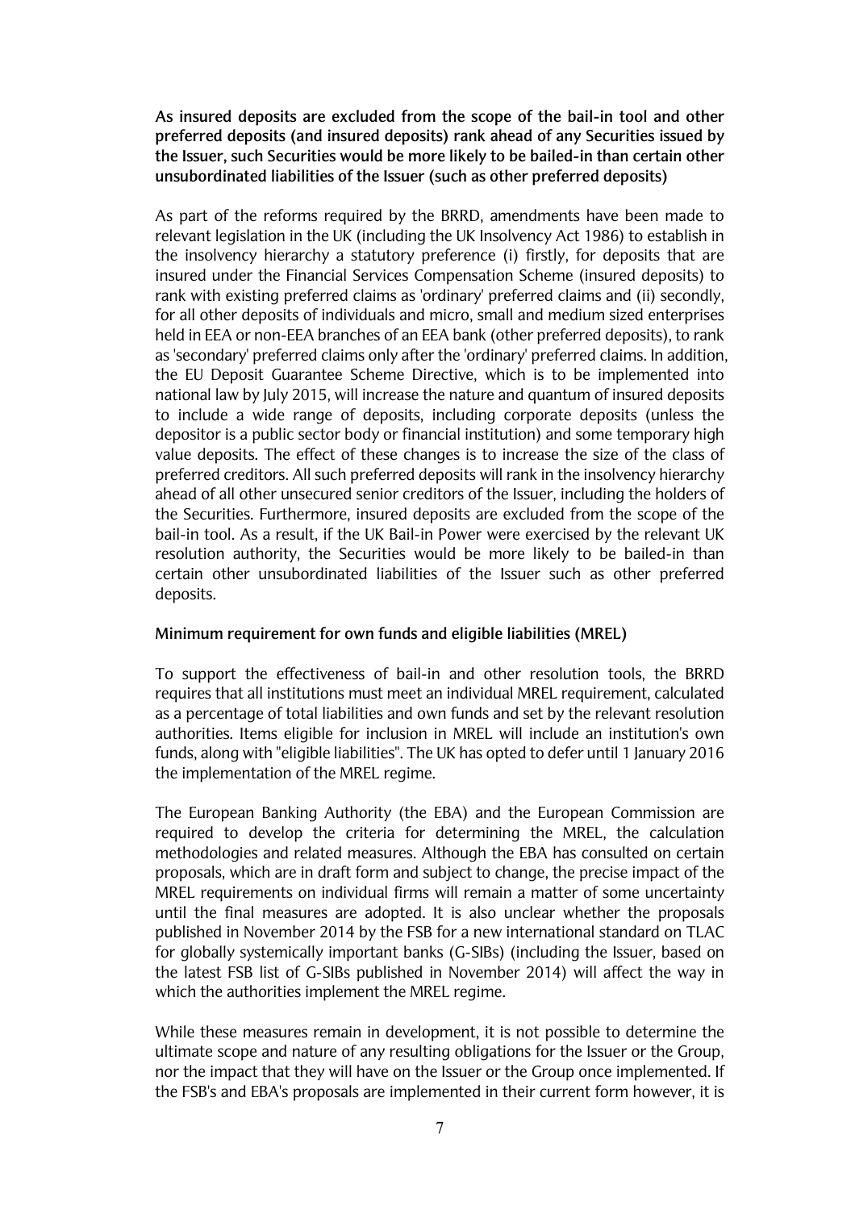**As insured deposits are excluded from the scope of the bail-in tool and other preferred deposits (and insured deposits) rank ahead of any Securities issued by the Issuer, such Securities would be more likely to be bailed-in than certain other unsubordinated liabilities of the Issuer (such as other preferred deposits)**

As part of the reforms required by the BRRD, amendments have been made to relevant legislation in the UK (including the UK Insolvency Act 1986) to establish in the insolvency hierarchy a statutory preference (i) firstly, for deposits that are insured under the Financial Services Compensation Scheme (insured deposits) to rank with existing preferred claims as 'ordinary' preferred claims and (ii) secondly, for all other deposits of individuals and micro, small and medium sized enterprises held in EEA or non-EEA branches of an EEA bank (other preferred deposits), to rank as 'secondary' preferred claims only after the 'ordinary' preferred claims. In addition, the EU Deposit Guarantee Scheme Directive, which is to be implemented into national law by July 2015, will increase the nature and quantum of insured deposits to include a wide range of deposits, including corporate deposits (unless the depositor is a public sector body or financial institution) and some temporary high value deposits. The effect of these changes is to increase the size of the class of preferred creditors. All such preferred deposits will rank in the insolvency hierarchy ahead of all other unsecured senior creditors of the Issuer, including the holders of the Securities. Furthermore, insured deposits are excluded from the scope of the bail-in tool. As a result, if the UK Bail-in Power were exercised by the relevant UK resolution authority, the Securities would be more likely to be bailed-in than certain other unsubordinated liabilities of the Issuer such as other preferred deposits.

**Minimum requirement for own funds and eligible liabilities (MREL)**

To support the effectiveness of bail-in and other resolution tools, the BRRD requires that all institutions must meet an individual MREL requirement, calculated as a percentage of total liabilities and own funds and set by the relevant resolution authorities. Items eligible for inclusion in MREL will include an institution's own funds, along with "eligible liabilities". The UK has opted to defer until 1 January 2016 the implementation of the MREL regime.

The European Banking Authority (the EBA) and the European Commission are required to develop the criteria for determining the MREL, the calculation methodologies and related measures. Although the EBA has consulted on certain proposals, which are in draft form and subject to change, the precise impact of the MREL requirements on individual firms will remain a matter of some uncertainty until the final measures are adopted. It is also unclear whether the proposals published in November 2014 by the FSB for a new international standard on TLAC for globally systemically important banks (G-SIBs) (including the Issuer, based on the latest FSB list of G-SIBs published in November 2014) will affect the way in which the authorities implement the MREL regime.

While these measures remain in development, it is not possible to determine the ultimate scope and nature of any resulting obligations for the Issuer or the Group, nor the impact that they will have on the Issuer or the Group once implemented. If the FSB's and EBA's proposals are implemented in their current form however, it is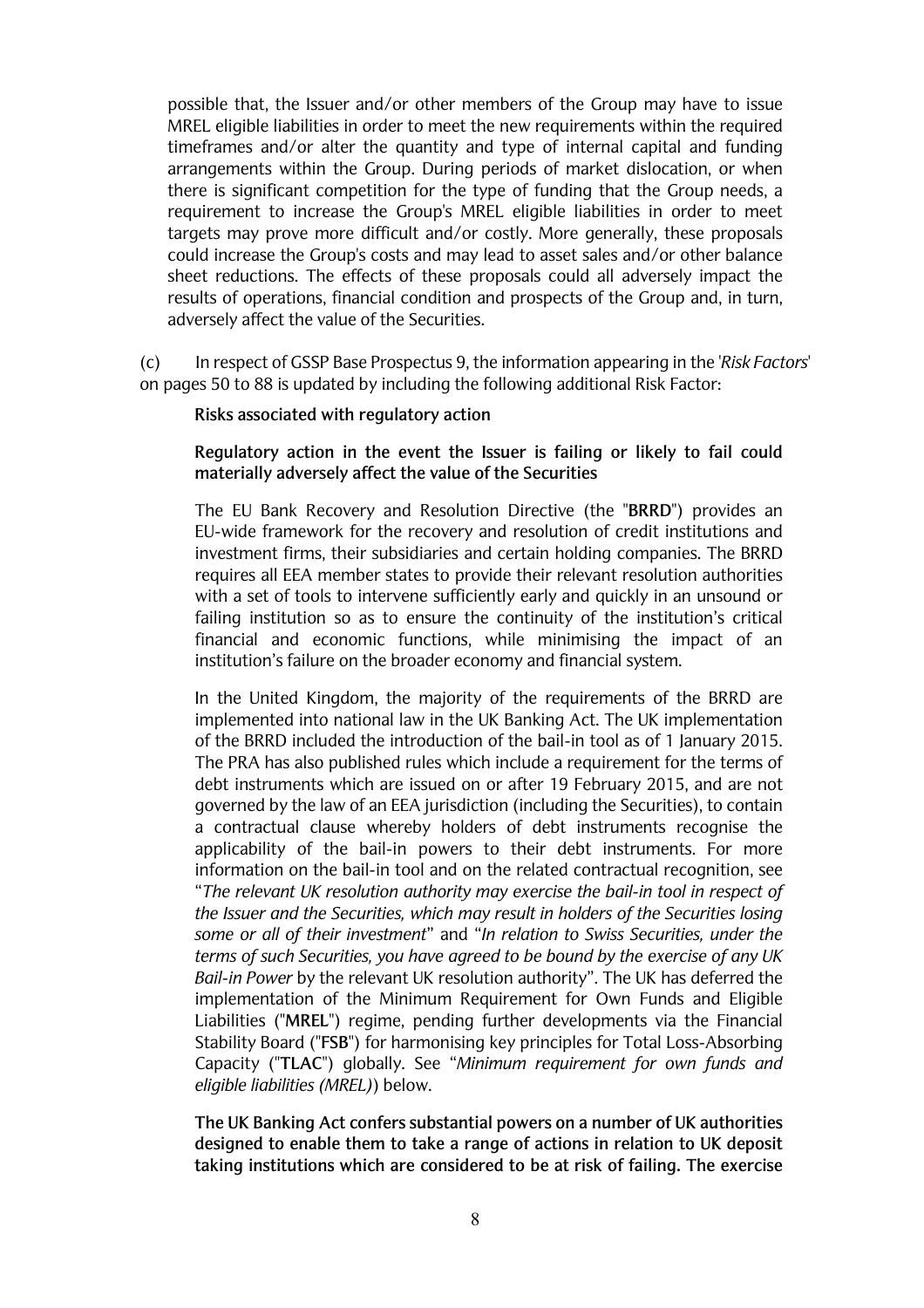possible that, the Issuer and/or other members of the Group may have to issue MREL eligible liabilities in order to meet the new requirements within the required timeframes and/or alter the quantity and type of internal capital and funding arrangements within the Group. During periods of market dislocation, or when there is significant competition for the type of funding that the Group needs, a requirement to increase the Group's MREL eligible liabilities in order to meet targets may prove more difficult and/or costly. More generally, these proposals could increase the Group's costs and may lead to asset sales and/or other balance sheet reductions. The effects of these proposals could all adversely impact the results of operations, financial condition and prospects of the Group and, in turn, adversely affect the value of the Securities.

(c) In respect of GSSP Base Prospectus 9, the information appearing in the '*Risk Factors*' on pages 50 to 88 is updated by including the following additional Risk Factor:

**Risks associated with regulatory action**

**Regulatory action in the event the Issuer is failing or likely to fail could materially adversely affect the value of the Securities**

The EU Bank Recovery and Resolution Directive (the "**BRRD**") provides an EU-wide framework for the recovery and resolution of credit institutions and investment firms, their subsidiaries and certain holding companies. The BRRD requires all EEA member states to provide their relevant resolution authorities with a set of tools to intervene sufficiently early and quickly in an unsound or failing institution so as to ensure the continuity of the institution's critical financial and economic functions, while minimising the impact of an institution's failure on the broader economy and financial system.

In the United Kingdom, the majority of the requirements of the BRRD are implemented into national law in the UK Banking Act. The UK implementation of the BRRD included the introduction of the bail-in tool as of 1 January 2015. The PRA has also published rules which include a requirement for the terms of debt instruments which are issued on or after 19 February 2015, and are not governed by the law of an EEA jurisdiction (including the Securities), to contain a contractual clause whereby holders of debt instruments recognise the applicability of the bail-in powers to their debt instruments. For more information on the bail-in tool and on the related contractual recognition, see "*The relevant UK resolution authority may exercise the bail-in tool in respect of the Issuer and the Securities, which may result in holders of the Securities losing some or all of their investment*" and "*In relation to Swiss Securities, under the terms of such Securities, you have agreed to be bound by the exercise of any UK Bail-in Power* by the relevant UK resolution authority". The UK has deferred the implementation of the Minimum Requirement for Own Funds and Eligible Liabilities ("**MREL**") regime, pending further developments via the Financial Stability Board ("**FSB**") for harmonising key principles for Total Loss-Absorbing Capacity ("**TLAC**") globally. See "*Minimum requirement for own funds and eligible liabilities (MREL)*) below.

**The UK Banking Act confers substantial powers on a number of UK authorities designed to enable them to take a range of actions in relation to UK deposit taking institutions which are considered to be at risk of failing. The exercise**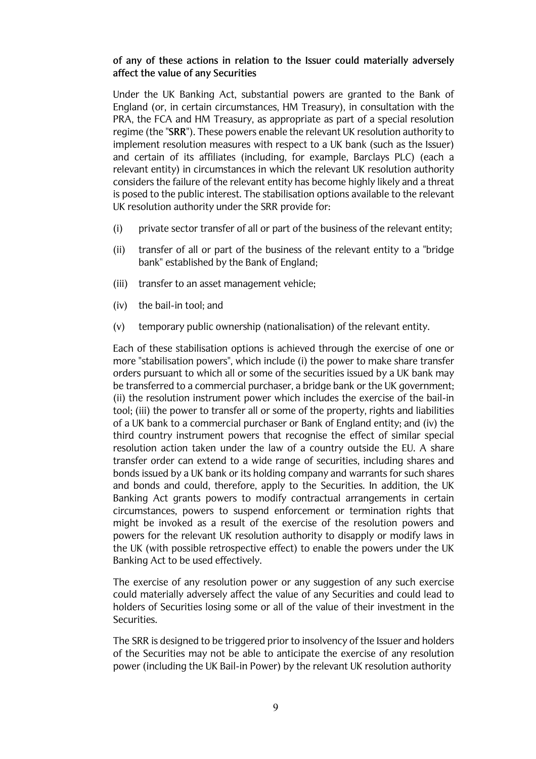**of any of these actions in relation to the Issuer could materially adversely affect the value of any Securities**

Under the UK Banking Act, substantial powers are granted to the Bank of England (or, in certain circumstances, HM Treasury), in consultation with the PRA, the FCA and HM Treasury, as appropriate as part of a special resolution regime (the "**SRR**"). These powers enable the relevant UK resolution authority to implement resolution measures with respect to a UK bank (such as the Issuer) and certain of its affiliates (including, for example, Barclays PLC) (each a relevant entity) in circumstances in which the relevant UK resolution authority considers the failure of the relevant entity has become highly likely and a threat is posed to the public interest. The stabilisation options available to the relevant UK resolution authority under the SRR provide for:

(i) private sector transfer of all or part of the business of the relevant entity;

(ii) transfer of all or part of the business of the relevant entity to a "bridge bank" established by the Bank of England;

(iii) transfer to an asset management vehicle;

(iv) the bail-in tool; and

(v) temporary public ownership (nationalisation) of the relevant entity.

Each of these stabilisation options is achieved through the exercise of one or more "stabilisation powers", which include (i) the power to make share transfer orders pursuant to which all or some of the securities issued by a UK bank may be transferred to a commercial purchaser, a bridge bank or the UK government; (ii) the resolution instrument power which includes the exercise of the bail-in tool; (iii) the power to transfer all or some of the property, rights and liabilities of a UK bank to a commercial purchaser or Bank of England entity; and (iv) the third country instrument powers that recognise the effect of similar special resolution action taken under the law of a country outside the EU. A share transfer order can extend to a wide range of securities, including shares and bonds issued by a UK bank or its holding company and warrants for such shares and bonds and could, therefore, apply to the Securities. In addition, the UK Banking Act grants powers to modify contractual arrangements in certain circumstances, powers to suspend enforcement or termination rights that might be invoked as a result of the exercise of the resolution powers and powers for the relevant UK resolution authority to disapply or modify laws in the UK (with possible retrospective effect) to enable the powers under the UK Banking Act to be used effectively.

The exercise of any resolution power or any suggestion of any such exercise could materially adversely affect the value of any Securities and could lead to holders of Securities losing some or all of the value of their investment in the Securities.

The SRR is designed to be triggered prior to insolvency of the Issuer and holders of the Securities may not be able to anticipate the exercise of any resolution power (including the UK Bail-in Power) by the relevant UK resolution authority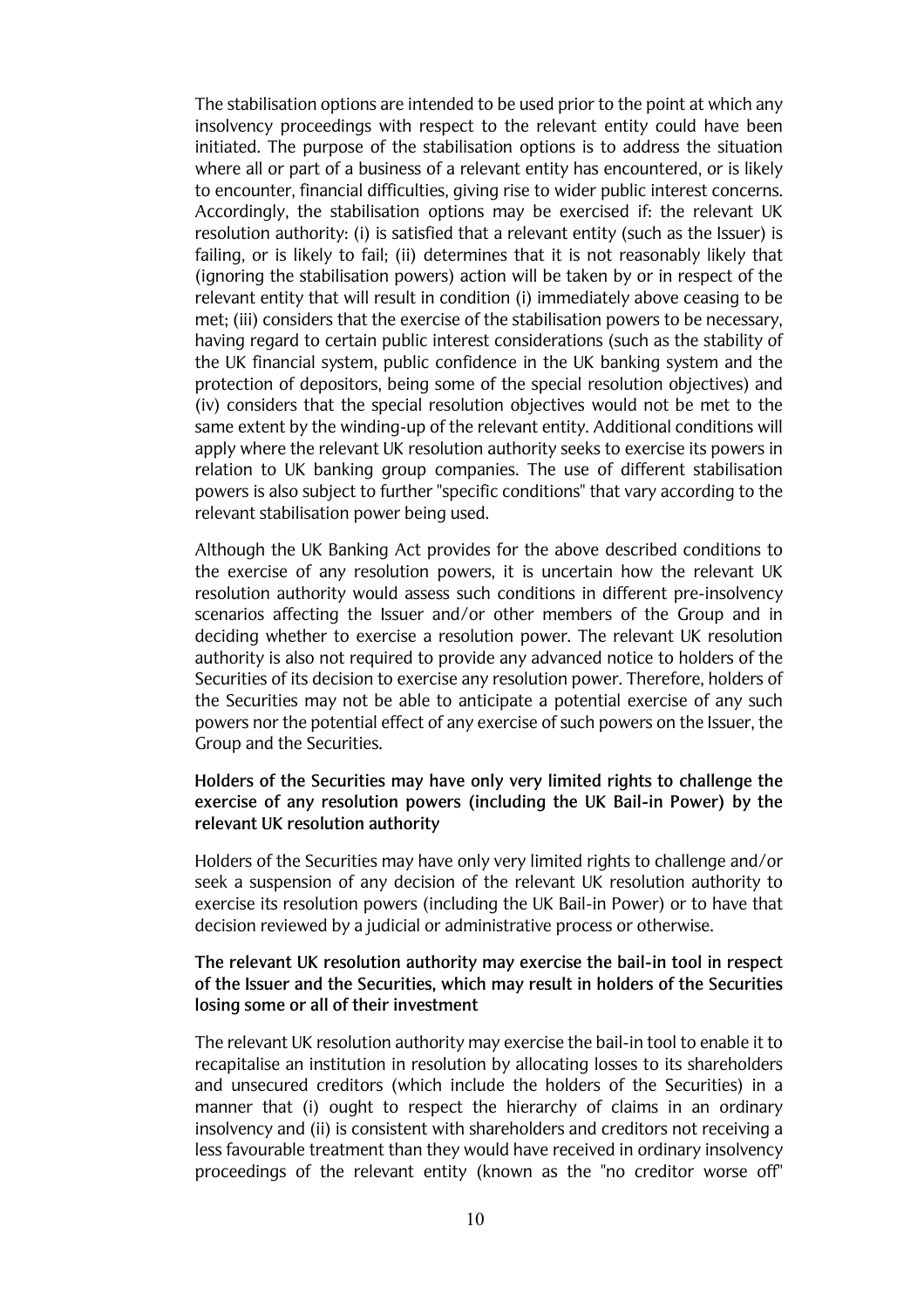The stabilisation options are intended to be used prior to the point at which any insolvency proceedings with respect to the relevant entity could have been initiated. The purpose of the stabilisation options is to address the situation where all or part of a business of a relevant entity has encountered, or is likely to encounter, financial difficulties, giving rise to wider public interest concerns. Accordingly, the stabilisation options may be exercised if: the relevant UK resolution authority: (i) is satisfied that a relevant entity (such as the Issuer) is failing, or is likely to fail; (ii) determines that it is not reasonably likely that (ignoring the stabilisation powers) action will be taken by or in respect of the relevant entity that will result in condition (i) immediately above ceasing to be met; (iii) considers that the exercise of the stabilisation powers to be necessary, having regard to certain public interest considerations (such as the stability of the UK financial system, public confidence in the UK banking system and the protection of depositors, being some of the special resolution objectives) and (iv) considers that the special resolution objectives would not be met to the same extent by the winding-up of the relevant entity. Additional conditions will apply where the relevant UK resolution authority seeks to exercise its powers in relation to UK banking group companies. The use of different stabilisation powers is also subject to further "specific conditions" that vary according to the relevant stabilisation power being used.

Although the UK Banking Act provides for the above described conditions to the exercise of any resolution powers, it is uncertain how the relevant UK resolution authority would assess such conditions in different pre-insolvency scenarios affecting the Issuer and/or other members of the Group and in deciding whether to exercise a resolution power. The relevant UK resolution authority is also not required to provide any advanced notice to holders of the Securities of its decision to exercise any resolution power. Therefore, holders of the Securities may not be able to anticipate a potential exercise of any such powers nor the potential effect of any exercise of such powers on the Issuer, the Group and the Securities.

**Holders of the Securities may have only very limited rights to challenge the exercise of any resolution powers (including the UK Bail-in Power) by the relevant UK resolution authority**

Holders of the Securities may have only very limited rights to challenge and/or seek a suspension of any decision of the relevant UK resolution authority to exercise its resolution powers (including the UK Bail-in Power) or to have that decision reviewed by a judicial or administrative process or otherwise.

**The relevant UK resolution authority may exercise the bail-in tool in respect of the Issuer and the Securities, which may result in holders of the Securities losing some or all of their investment**

The relevant UK resolution authority may exercise the bail-in tool to enable it to recapitalise an institution in resolution by allocating losses to its shareholders and unsecured creditors (which include the holders of the Securities) in a manner that (i) ought to respect the hierarchy of claims in an ordinary insolvency and (ii) is consistent with shareholders and creditors not receiving a less favourable treatment than they would have received in ordinary insolvency proceedings of the relevant entity (known as the "no creditor worse off"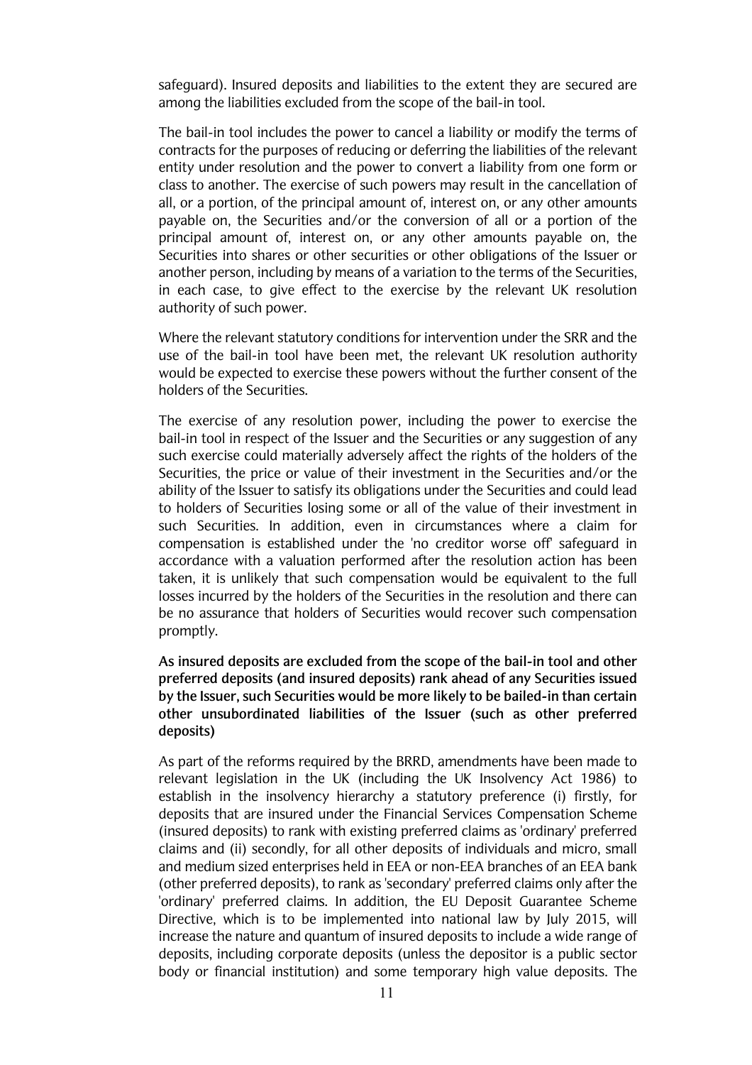safeguard). Insured deposits and liabilities to the extent they are secured are among the liabilities excluded from the scope of the bail-in tool.

The bail-in tool includes the power to cancel a liability or modify the terms of contracts for the purposes of reducing or deferring the liabilities of the relevant entity under resolution and the power to convert a liability from one form or class to another. The exercise of such powers may result in the cancellation of all, or a portion, of the principal amount of, interest on, or any other amounts payable on, the Securities and/or the conversion of all or a portion of the principal amount of, interest on, or any other amounts payable on, the Securities into shares or other securities or other obligations of the Issuer or another person, including by means of a variation to the terms of the Securities, in each case, to give effect to the exercise by the relevant UK resolution authority of such power.

Where the relevant statutory conditions for intervention under the SRR and the use of the bail-in tool have been met, the relevant UK resolution authority would be expected to exercise these powers without the further consent of the holders of the Securities.

The exercise of any resolution power, including the power to exercise the bail-in tool in respect of the Issuer and the Securities or any suggestion of any such exercise could materially adversely affect the rights of the holders of the Securities, the price or value of their investment in the Securities and/or the ability of the Issuer to satisfy its obligations under the Securities and could lead to holders of Securities losing some or all of the value of their investment in such Securities. In addition, even in circumstances where a claim for compensation is established under the 'no creditor worse off' safeguard in accordance with a valuation performed after the resolution action has been taken, it is unlikely that such compensation would be equivalent to the full losses incurred by the holders of the Securities in the resolution and there can be no assurance that holders of Securities would recover such compensation promptly.

**As insured deposits are excluded from the scope of the bail-in tool and other preferred deposits (and insured deposits) rank ahead of any Securities issued by the Issuer, such Securities would be more likely to be bailed-in than certain other unsubordinated liabilities of the Issuer (such as other preferred deposits)**

As part of the reforms required by the BRRD, amendments have been made to relevant legislation in the UK (including the UK Insolvency Act 1986) to establish in the insolvency hierarchy a statutory preference (i) firstly, for deposits that are insured under the Financial Services Compensation Scheme (insured deposits) to rank with existing preferred claims as 'ordinary' preferred claims and (ii) secondly, for all other deposits of individuals and micro, small and medium sized enterprises held in EEA or non-EEA branches of an EEA bank (other preferred deposits), to rank as 'secondary' preferred claims only after the 'ordinary' preferred claims. In addition, the EU Deposit Guarantee Scheme Directive, which is to be implemented into national law by July 2015, will increase the nature and quantum of insured deposits to include a wide range of deposits, including corporate deposits (unless the depositor is a public sector body or financial institution) and some temporary high value deposits. The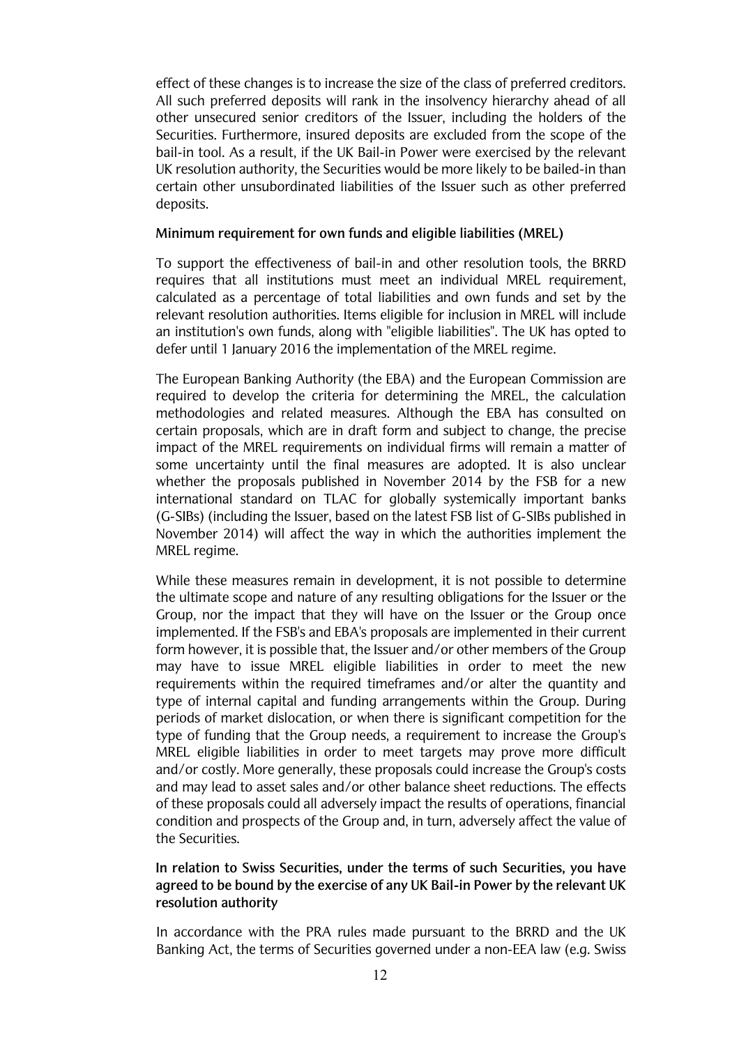effect of these changes is to increase the size of the class of preferred creditors. All such preferred deposits will rank in the insolvency hierarchy ahead of all other unsecured senior creditors of the Issuer, including the holders of the Securities. Furthermore, insured deposits are excluded from the scope of the bail-in tool. As a result, if the UK Bail-in Power were exercised by the relevant UK resolution authority, the Securities would be more likely to be bailed-in than certain other unsubordinated liabilities of the Issuer such as other preferred deposits.

**Minimum requirement for own funds and eligible liabilities (MREL)**

To support the effectiveness of bail-in and other resolution tools, the BRRD requires that all institutions must meet an individual MREL requirement, calculated as a percentage of total liabilities and own funds and set by the relevant resolution authorities. Items eligible for inclusion in MREL will include an institution's own funds, along with "eligible liabilities". The UK has opted to defer until 1 January 2016 the implementation of the MREL regime.

The European Banking Authority (the EBA) and the European Commission are required to develop the criteria for determining the MREL, the calculation methodologies and related measures. Although the EBA has consulted on certain proposals, which are in draft form and subject to change, the precise impact of the MREL requirements on individual firms will remain a matter of some uncertainty until the final measures are adopted. It is also unclear whether the proposals published in November 2014 by the FSB for a new international standard on TLAC for globally systemically important banks (G-SIBs) (including the Issuer, based on the latest FSB list of G-SIBs published in November 2014) will affect the way in which the authorities implement the MREL regime.

While these measures remain in development, it is not possible to determine the ultimate scope and nature of any resulting obligations for the Issuer or the Group, nor the impact that they will have on the Issuer or the Group once implemented. If the FSB's and EBA's proposals are implemented in their current form however, it is possible that, the Issuer and/or other members of the Group may have to issue MREL eligible liabilities in order to meet the new requirements within the required timeframes and/or alter the quantity and type of internal capital and funding arrangements within the Group. During periods of market dislocation, or when there is significant competition for the type of funding that the Group needs, a requirement to increase the Group's MREL eligible liabilities in order to meet targets may prove more difficult and/or costly. More generally, these proposals could increase the Group's costs and may lead to asset sales and/or other balance sheet reductions. The effects of these proposals could all adversely impact the results of operations, financial condition and prospects of the Group and, in turn, adversely affect the value of the Securities.

**In relation to Swiss Securities, under the terms of such Securities, you have agreed to be bound by the exercise of any UK Bail-in Power by the relevant UK resolution authority**

In accordance with the PRA rules made pursuant to the BRRD and the UK Banking Act, the terms of Securities governed under a non-EEA law (e.g. Swiss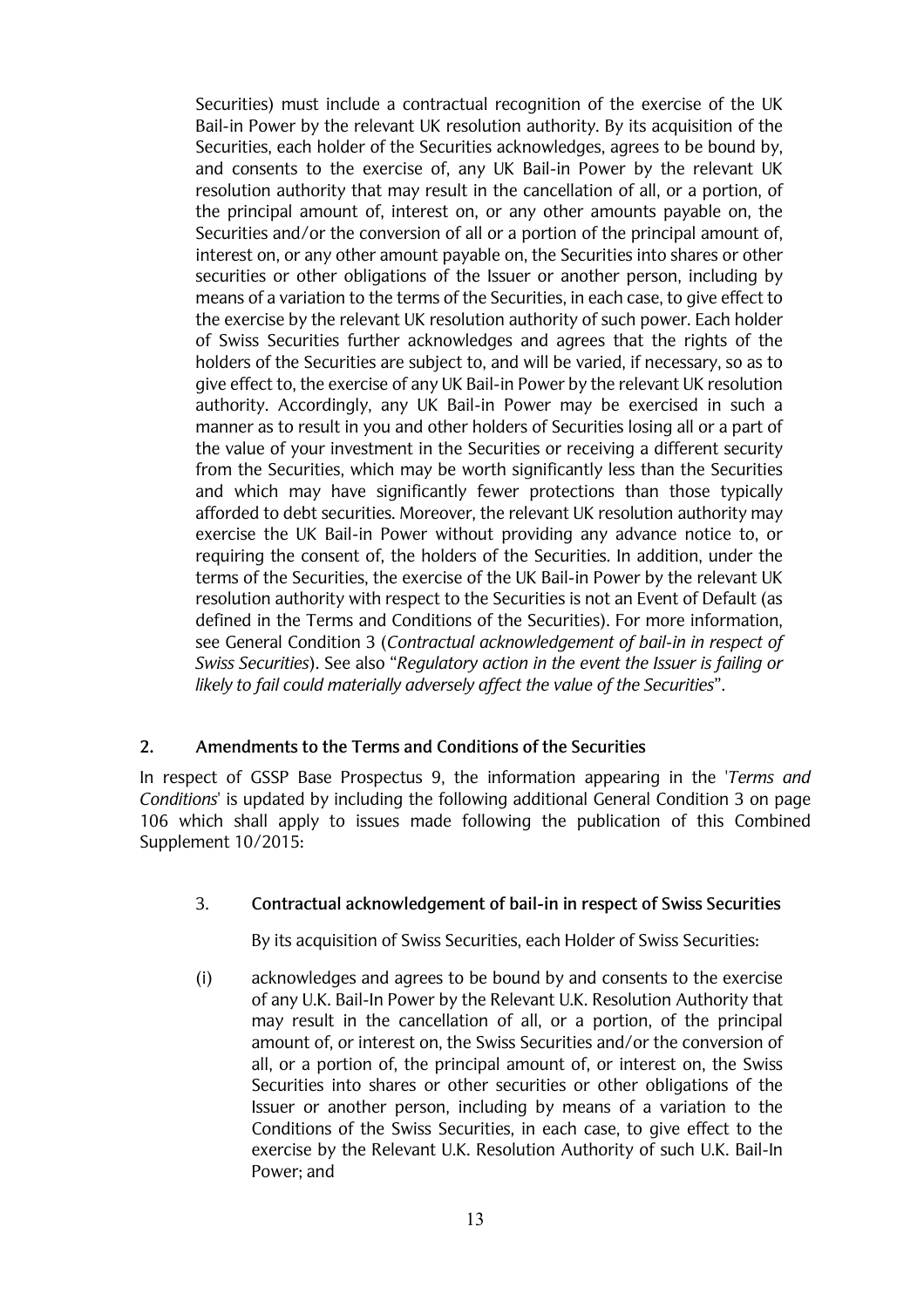Securities) must include a contractual recognition of the exercise of the UK Bail-in Power by the relevant UK resolution authority. By its acquisition of the Securities, each holder of the Securities acknowledges, agrees to be bound by, and consents to the exercise of, any UK Bail-in Power by the relevant UK resolution authority that may result in the cancellation of all, or a portion, of the principal amount of, interest on, or any other amounts payable on, the Securities and/or the conversion of all or a portion of the principal amount of, interest on, or any other amount payable on, the Securities into shares or other securities or other obligations of the Issuer or another person, including by means of a variation to the terms of the Securities, in each case, to give effect to the exercise by the relevant UK resolution authority of such power. Each holder of Swiss Securities further acknowledges and agrees that the rights of the holders of the Securities are subject to, and will be varied, if necessary, so as to give effect to, the exercise of any UK Bail-in Power by the relevant UK resolution authority. Accordingly, any UK Bail-in Power may be exercised in such a manner as to result in you and other holders of Securities losing all or a part of the value of your investment in the Securities or receiving a different security from the Securities, which may be worth significantly less than the Securities and which may have significantly fewer protections than those typically afforded to debt securities. Moreover, the relevant UK resolution authority may exercise the UK Bail-in Power without providing any advance notice to, or requiring the consent of, the holders of the Securities. In addition, under the terms of the Securities, the exercise of the UK Bail-in Power by the relevant UK resolution authority with respect to the Securities is not an Event of Default (as defined in the Terms and Conditions of the Securities). For more information, see General Condition 3 (*Contractual acknowledgement of bail-in in respect of Swiss Securities*). See also "*Regulatory action in the event the Issuer is failing or likely to fail could materially adversely affect the value of the Securities*".

## 2. Amendments to the Terms and Conditions of the Securities

In respect of GSSP Base Prospectus 9, the information appearing in the '*Terms and Conditions*' is updated by including the following additional General Condition 3 on page 106 which shall apply to issues made following the publication of this Combined Supplement 10/2015:

### 3. Contractual acknowledgement of bail-in in respect of Swiss Securities

By its acquisition of Swiss Securities, each Holder of Swiss Securities:

(i) acknowledges and agrees to be bound by and consents to the exercise of any U.K. Bail-In Power by the Relevant U.K. Resolution Authority that may result in the cancellation of all, or a portion, of the principal amount of, or interest on, the Swiss Securities and/or the conversion of all, or a portion of, the principal amount of, or interest on, the Swiss Securities into shares or other securities or other obligations of the Issuer or another person, including by means of a variation to the Conditions of the Swiss Securities, in each case, to give effect to the exercise by the Relevant U.K. Resolution Authority of such U.K. Bail-In Power; and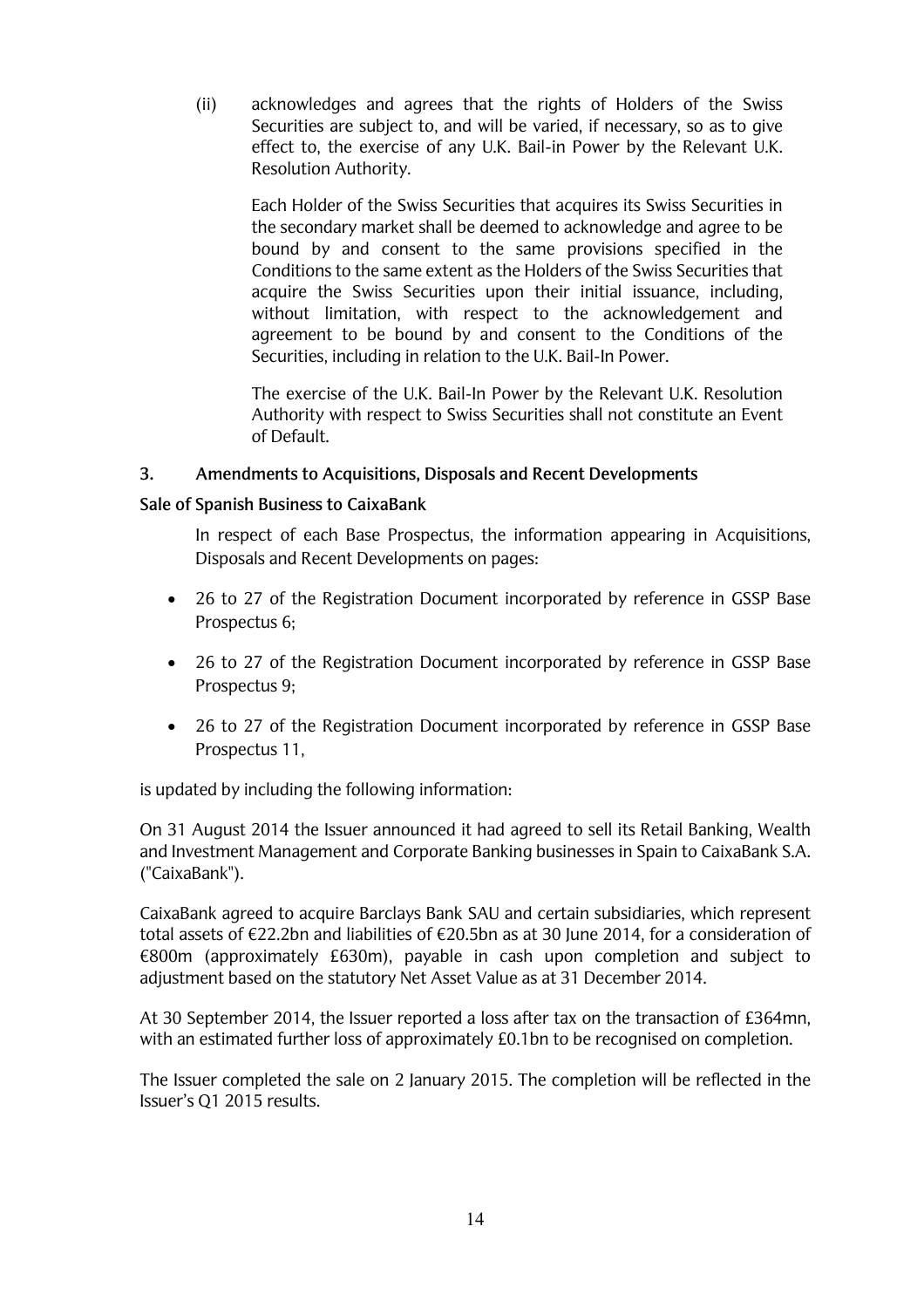(ii) acknowledges and agrees that the rights of Holders of the Swiss Securities are subject to, and will be varied, if necessary, so as to give effect to, the exercise of any U.K. Bail-in Power by the Relevant U.K. Resolution Authority.

Each Holder of the Swiss Securities that acquires its Swiss Securities in the secondary market shall be deemed to acknowledge and agree to be bound by and consent to the same provisions specified in the Conditions to the same extent as the Holders of the Swiss Securities that acquire the Swiss Securities upon their initial issuance, including, without limitation, with respect to the acknowledgement and agreement to be bound by and consent to the Conditions of the Securities, including in relation to the U.K. Bail-In Power.

The exercise of the U.K. Bail-In Power by the Relevant U.K. Resolution Authority with respect to Swiss Securities shall not constitute an Event of Default.

## 3. Amendments to Acquisitions, Disposals and Recent Developments

### Sale of Spanish Business to CaixaBank

In respect of each Base Prospectus, the information appearing in Acquisitions, Disposals and Recent Developments on pages:

- 26 to 27 of the Registration Document incorporated by reference in GSSP Base Prospectus 6;
- 26 to 27 of the Registration Document incorporated by reference in GSSP Base Prospectus 9;
- 26 to 27 of the Registration Document incorporated by reference in GSSP Base Prospectus 11,

is updated by including the following information:

On 31 August 2014 the Issuer announced it had agreed to sell its Retail Banking, Wealth and Investment Management and Corporate Banking businesses in Spain to CaixaBank S.A. ("CaixaBank").

CaixaBank agreed to acquire Barclays Bank SAU and certain subsidiaries, which represent total assets of €22.2bn and liabilities of €20.5bn as at 30 June 2014, for a consideration of €800m (approximately £630m), payable in cash upon completion and subject to adjustment based on the statutory Net Asset Value as at 31 December 2014.

At 30 September 2014, the Issuer reported a loss after tax on the transaction of £364mn, with an estimated further loss of approximately £0.1bn to be recognised on completion.

The Issuer completed the sale on 2 January 2015. The completion will be reflected in the Issuer's Q1 2015 results.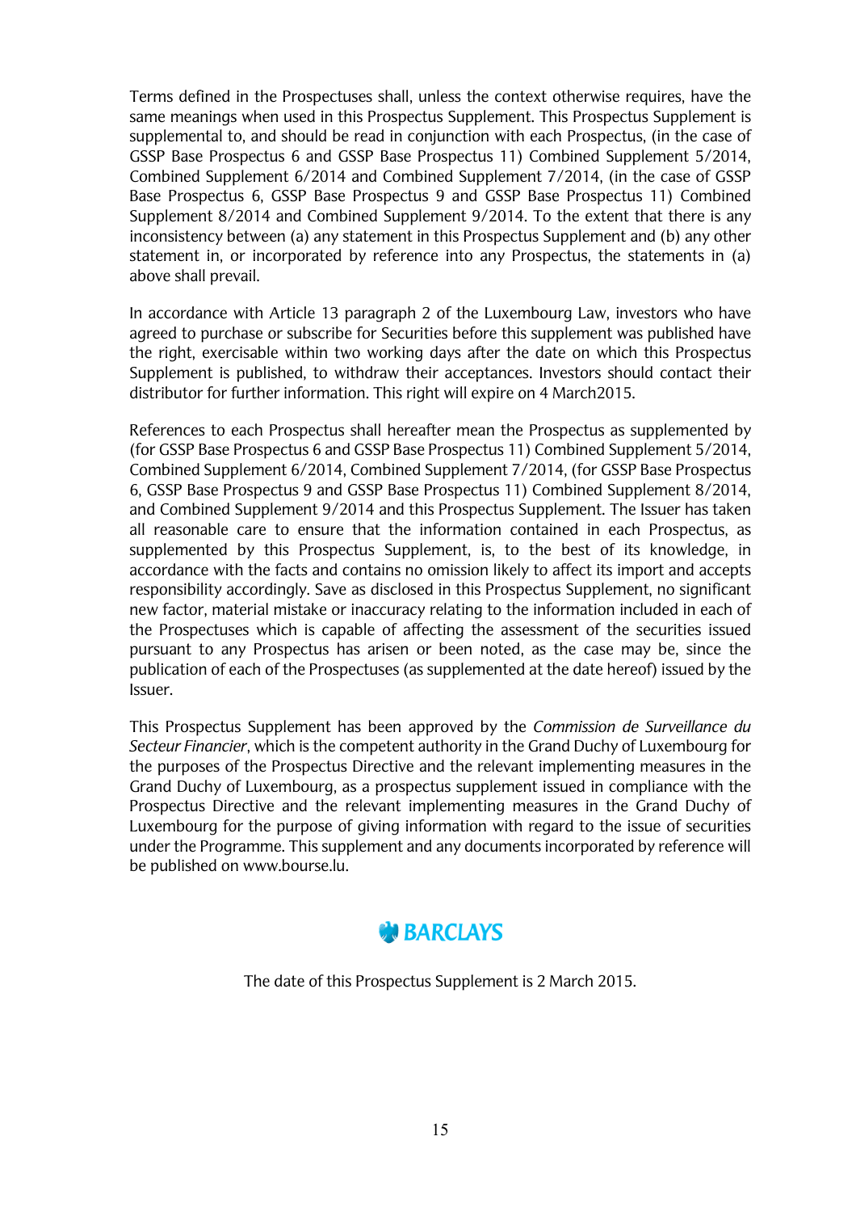Terms defined in the Prospectuses shall, unless the context otherwise requires, have the same meanings when used in this Prospectus Supplement. This Prospectus Supplement is supplemental to, and should be read in conjunction with each Prospectus, (in the case of GSSP Base Prospectus 6 and GSSP Base Prospectus 11) Combined Supplement 5/2014, Combined Supplement 6/2014 and Combined Supplement 7/2014, (in the case of GSSP Base Prospectus 6, GSSP Base Prospectus 9 and GSSP Base Prospectus 11) Combined Supplement 8/2014 and Combined Supplement 9/2014. To the extent that there is any inconsistency between (a) any statement in this Prospectus Supplement and (b) any other statement in, or incorporated by reference into any Prospectus, the statements in (a) above shall prevail.

In accordance with Article 13 paragraph 2 of the Luxembourg Law, investors who have agreed to purchase or subscribe for Securities before this supplement was published have the right, exercisable within two working days after the date on which this Prospectus Supplement is published, to withdraw their acceptances. Investors should contact their distributor for further information. This right will expire on 4 March2015.

References to each Prospectus shall hereafter mean the Prospectus as supplemented by (for GSSP Base Prospectus 6 and GSSP Base Prospectus 11) Combined Supplement 5/2014, Combined Supplement 6/2014, Combined Supplement 7/2014, (for GSSP Base Prospectus 6, GSSP Base Prospectus 9 and GSSP Base Prospectus 11) Combined Supplement 8/2014, and Combined Supplement 9/2014 and this Prospectus Supplement. The Issuer has taken all reasonable care to ensure that the information contained in each Prospectus, as supplemented by this Prospectus Supplement, is, to the best of its knowledge, in accordance with the facts and contains no omission likely to affect its import and accepts responsibility accordingly. Save as disclosed in this Prospectus Supplement, no significant new factor, material mistake or inaccuracy relating to the information included in each of the Prospectuses which is capable of affecting the assessment of the securities issued pursuant to any Prospectus has arisen or been noted, as the case may be, since the publication of each of the Prospectuses (as supplemented at the date hereof) issued by the Issuer.

This Prospectus Supplement has been approved by the *Commission de Surveillance du Secteur Financier*, which is the competent authority in the Grand Duchy of Luxembourg for the purposes of the Prospectus Directive and the relevant implementing measures in the Grand Duchy of Luxembourg, as a prospectus supplement issued in compliance with the Prospectus Directive and the relevant implementing measures in the Grand Duchy of Luxembourg for the purpose of giving information with regard to the issue of securities under the Programme. This supplement and any documents incorporated by reference will be published on www.bourse.lu.

BARCLAYS

The date of this Prospectus Supplement is 2 March 2015.